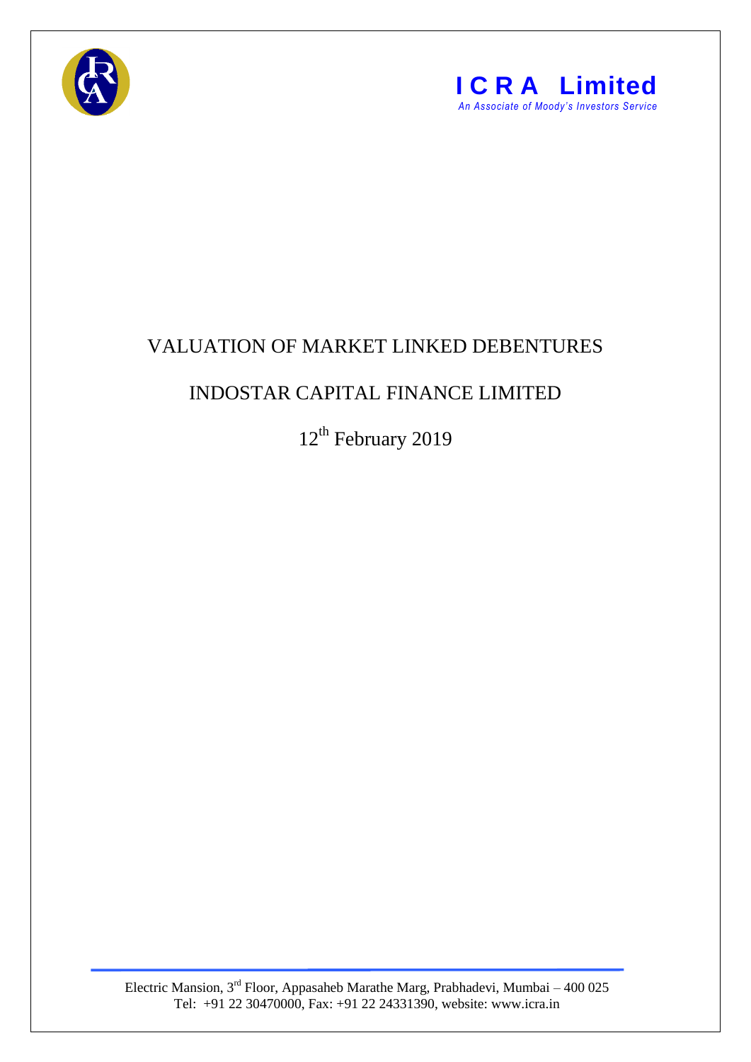**ICRA Limited**
*An Associate of Moody's Investors Service*

# VALUATION OF MARKET LINKED DEBENTURES

## INDOSTAR CAPITAL FINANCE LIMITED

12th February 2019

Electric Mansion, 3rd Floor, Appasaheb Marathe Marg, Prabhadevi, Mumbai – 400 025
Tel: +91 22 30470000, Fax: +91 22 24331390, website: www.icra.in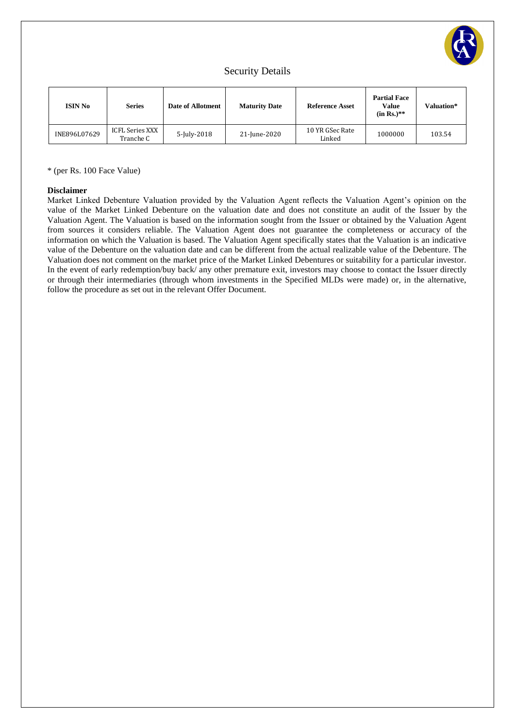## Security Details

| ISIN No | Series | Date of Allotment | Maturity Date | Reference Asset | Partial Face Value (in Rs.)** | Valuation* |
|---|---|---|---|---|---|---|
| INE896L07629 | ICFL Series XXX Tranche C | 5-July-2018 | 21-June-2020 | 10 YR GSec Rate Linked | 1000000 | 103.54 |

* (per Rs. 100 Face Value)

**Disclaimer**

Market Linked Debenture Valuation provided by the Valuation Agent reflects the Valuation Agent's opinion on the value of the Market Linked Debenture on the valuation date and does not constitute an audit of the Issuer by the Valuation Agent. The Valuation is based on the information sought from the Issuer or obtained by the Valuation Agent from sources it considers reliable. The Valuation Agent does not guarantee the completeness or accuracy of the information on which the Valuation is based. The Valuation Agent specifically states that the Valuation is an indicative value of the Debenture on the valuation date and can be different from the actual realizable value of the Debenture. The Valuation does not comment on the market price of the Market Linked Debentures or suitability for a particular investor. In the event of early redemption/buy back/ any other premature exit, investors may choose to contact the Issuer directly or through their intermediaries (through whom investments in the Specified MLDs were made) or, in the alternative, follow the procedure as set out in the relevant Offer Document.